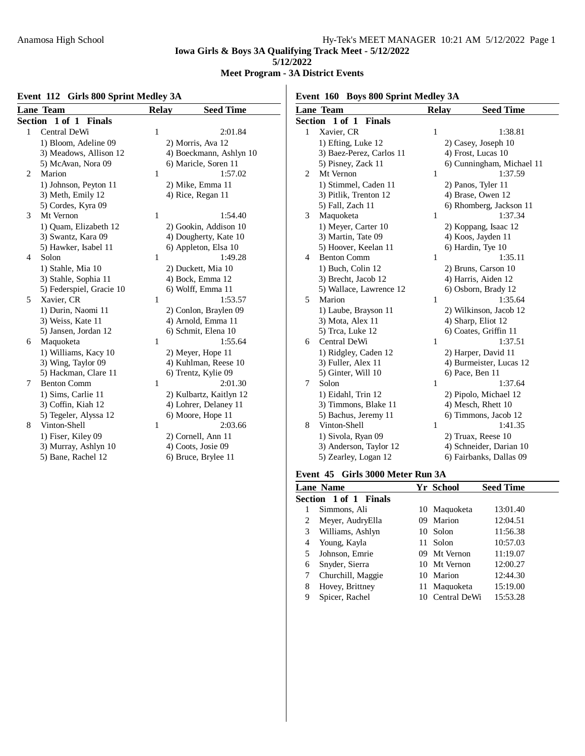Anamosa High School — Hy-Tek's MEET MANAGER 10:21 AM 5/12/2022

# Iowa Girls & Boys 3A Qualifying Track Meet - 5/12/2022

**5/12/2022**

## Meet Program - 3A District Events

### Event 112 Girls 800 Sprint Medley 3A

**Section 1 of 1 Finals**

| Lane | Team | Relay | Seed Time |
|---|---|---|---|
| 1 | Central DeWi | 1 | 2:01.84 |
| | 1) Bloom, Adeline 09 | 2) Morris, Ava 12 | |
| | 3) Meadows, Allison 12 | 4) Boeckmann, Ashlyn 10 | |
| | 5) McAvan, Nora 09 | 6) Maricle, Soren 11 | |
| 2 | Marion | 1 | 1:57.02 |
| | 1) Johnson, Peyton 11 | 2) Mike, Emma 11 | |
| | 3) Meth, Emily 12 | 4) Rice, Regan 11 | |
| | 5) Cordes, Kyra 09 | | |
| 3 | Mt Vernon | 1 | 1:54.40 |
| | 1) Quam, Elizabeth 12 | 2) Gookin, Addison 10 | |
| | 3) Swantz, Kara 09 | 4) Dougherty, Kate 10 | |
| | 5) Hawker, Isabel 11 | 6) Appleton, Elsa 10 | |
| 4 | Solon | 1 | 1:49.28 |
| | 1) Stahle, Mia 10 | 2) Duckett, Mia 10 | |
| | 3) Stahle, Sophia 11 | 4) Bock, Emma 12 | |
| | 5) Federspiel, Gracie 10 | 6) Wolff, Emma 11 | |
| 5 | Xavier, CR | 1 | 1:53.57 |
| | 1) Durin, Naomi 11 | 2) Conlon, Braylen 09 | |
| | 3) Weiss, Kate 11 | 4) Arnold, Emma 11 | |
| | 5) Jansen, Jordan 12 | 6) Schmit, Elena 10 | |
| 6 | Maquoketa | 1 | 1:55.64 |
| | 1) Williams, Kacy 10 | 2) Meyer, Hope 11 | |
| | 3) Wing, Taylor 09 | 4) Kuhlman, Reese 10 | |
| | 5) Hackman, Clare 11 | 6) Trentz, Kylie 09 | |
| 7 | Benton Comm | 1 | 2:01.30 |
| | 1) Sims, Carlie 11 | 2) Kulbartz, Kaitlyn 12 | |
| | 3) Coffin, Kiah 12 | 4) Lohrer, Delaney 11 | |
| | 5) Tegeler, Alyssa 12 | 6) Moore, Hope 11 | |
| 8 | Vinton-Shell | 1 | 2:03.66 |
| | 1) Fiser, Kiley 09 | 2) Cornell, Ann 11 | |
| | 3) Murray, Ashlyn 10 | 4) Coots, Josie 09 | |
| | 5) Bane, Rachel 12 | 6) Bruce, Brylee 11 | |

### Event 160 Boys 800 Sprint Medley 3A

**Section 1 of 1 Finals**

| Lane | Team | Relay | Seed Time |
|---|---|---|---|
| 1 | Xavier, CR | 1 | 1:38.81 |
| | 1) Efting, Luke 12 | 2) Casey, Joseph 10 | |
| | 3) Baez-Perez, Carlos 11 | 4) Frost, Lucas 10 | |
| | 5) Pisney, Zack 11 | 6) Cunningham, Michael 11 | |
| 2 | Mt Vernon | 1 | 1:37.59 |
| | 1) Stimmel, Caden 11 | 2) Panos, Tyler 11 | |
| | 3) Pitlik, Trenton 12 | 4) Brase, Owen 12 | |
| | 5) Fall, Zach 11 | 6) Rhomberg, Jackson 11 | |
| 3 | Maquoketa | 1 | 1:37.34 |
| | 1) Meyer, Carter 10 | 2) Koppang, Isaac 12 | |
| | 3) Martin, Tate 09 | 4) Koos, Jayden 11 | |
| | 5) Hoover, Keelan 11 | 6) Hardin, Tye 10 | |
| 4 | Benton Comm | 1 | 1:35.11 |
| | 1) Buch, Colin 12 | 2) Bruns, Carson 10 | |
| | 3) Brecht, Jacob 12 | 4) Harris, Aiden 12 | |
| | 5) Wallace, Lawrence 12 | 6) Osborn, Brady 12 | |
| 5 | Marion | 1 | 1:35.64 |
| | 1) Laube, Brayson 11 | 2) Wilkinson, Jacob 12 | |
| | 3) Mota, Alex 11 | 4) Sharp, Eliot 12 | |
| | 5) Trca, Luke 12 | 6) Coates, Griffin 11 | |
| 6 | Central DeWi | 1 | 1:37.51 |
| | 1) Ridgley, Caden 12 | 2) Harper, David 11 | |
| | 3) Fuller, Alex 11 | 4) Burmeister, Lucas 12 | |
| | 5) Ginter, Will 10 | 6) Pace, Ben 11 | |
| 7 | Solon | 1 | 1:37.64 |
| | 1) Eidahl, Trin 12 | 2) Pipolo, Michael 12 | |
| | 3) Timmons, Blake 11 | 4) Mesch, Rhett 10 | |
| | 5) Bachus, Jeremy 11 | 6) Timmons, Jacob 12 | |
| 8 | Vinton-Shell | 1 | 1:41.35 |
| | 1) Sivola, Ryan 09 | 2) Truax, Reese 10 | |
| | 3) Anderson, Taylor 12 | 4) Schneider, Darian 10 | |
| | 5) Zearley, Logan 12 | 6) Fairbanks, Dallas 09 | |

### Event 45 Girls 3000 Meter Run 3A

**Section 1 of 1 Finals**

| Lane | Name | Yr | School | Seed Time |
|---|---|---|---|---|
| 1 | Simmons, Ali | 10 | Maquoketa | 13:01.40 |
| 2 | Meyer, AudryElla | 09 | Marion | 12:04.51 |
| 3 | Williams, Ashlyn | 10 | Solon | 11:56.38 |
| 4 | Young, Kayla | 11 | Solon | 10:57.03 |
| 5 | Johnson, Emrie | 09 | Mt Vernon | 11:19.07 |
| 6 | Snyder, Sierra | 10 | Mt Vernon | 12:00.27 |
| 7 | Churchill, Maggie | 10 | Marion | 12:44.30 |
| 8 | Hovey, Brittney | 11 | Maquoketa | 15:19.00 |
| 9 | Spicer, Rachel | 10 | Central DeWi | 15:53.28 |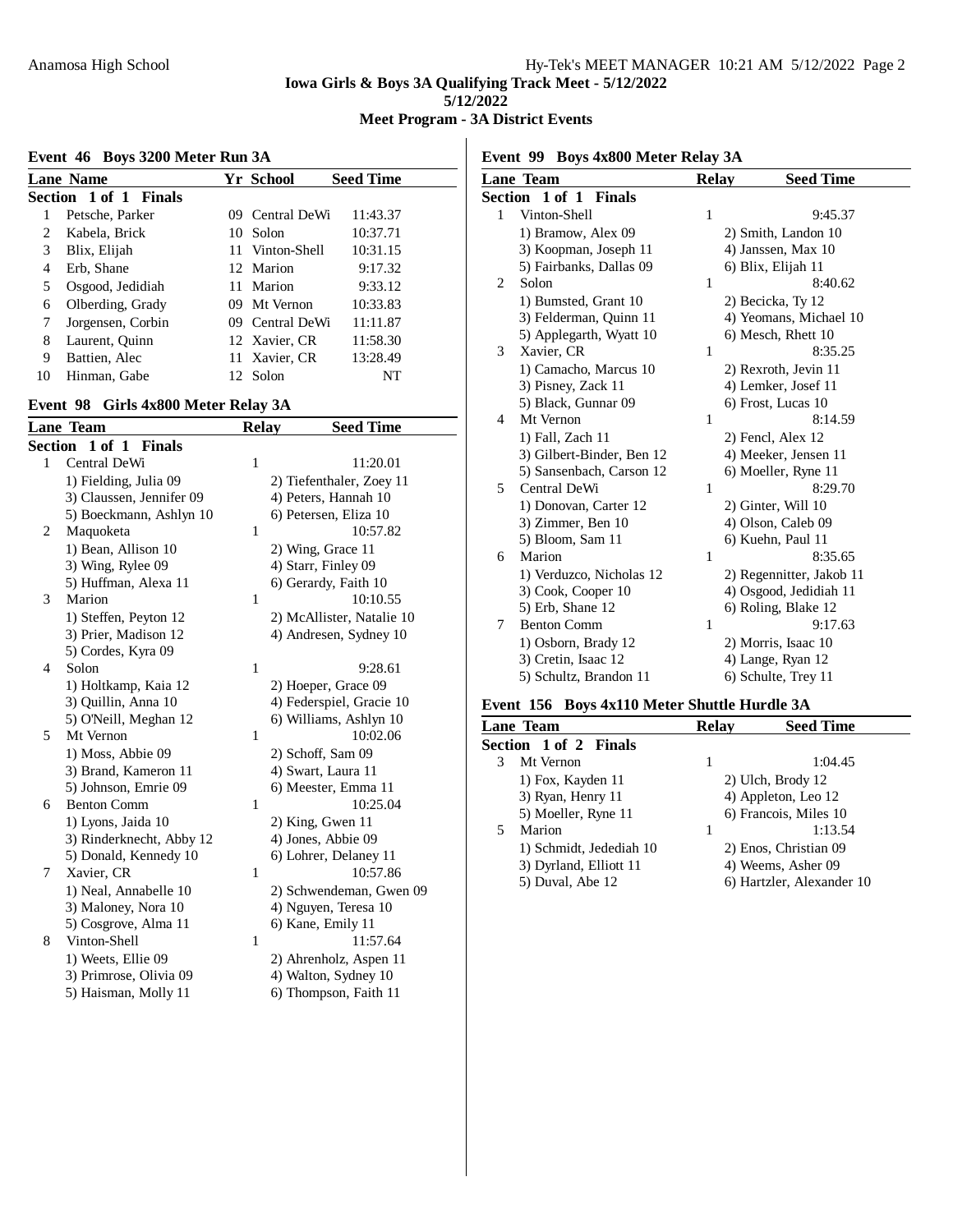## Iowa Girls & Boys 3A Qualifying Track Meet - 5/12/2022

5/12/2022

**Meet Program - 3A District Events**

### Event 46 Boys 3200 Meter Run 3A

| Lane | Name | Yr | School | Seed Time |
|---|---|---|---|---|
| **Section 1 of 1 Finals** | | | | |
| 1 | Petsche, Parker | 09 | Central DeWi | 11:43.37 |
| 2 | Kabela, Brick | 10 | Solon | 10:37.71 |
| 3 | Blix, Elijah | 11 | Vinton-Shell | 10:31.15 |
| 4 | Erb, Shane | 12 | Marion | 9:17.32 |
| 5 | Osgood, Jedidiah | 11 | Marion | 9:33.12 |
| 6 | Olberding, Grady | 09 | Mt Vernon | 10:33.83 |
| 7 | Jorgensen, Corbin | 09 | Central DeWi | 11:11.87 |
| 8 | Laurent, Quinn | 12 | Xavier, CR | 11:58.30 |
| 9 | Battien, Alec | 11 | Xavier, CR | 13:28.49 |
| 10 | Hinman, Gabe | 12 | Solon | NT |

### Event 98 Girls 4x800 Meter Relay 3A

| Lane | Team | Relay | Seed Time |
|---|---|---|---|
| **Section 1 of 1 Finals** | | | |
| 1 | Central DeWi | 1 | 11:20.01 |
| | 1) Fielding, Julia 09 | 2) Tiefenthaler, Zoey 11 | |
| | 3) Claussen, Jennifer 09 | 4) Peters, Hannah 10 | |
| | 5) Boeckmann, Ashlyn 10 | 6) Petersen, Eliza 10 | |
| 2 | Maquoketa | 1 | 10:57.82 |
| | 1) Bean, Allison 10 | 2) Wing, Grace 11 | |
| | 3) Wing, Rylee 09 | 4) Starr, Finley 09 | |
| | 5) Huffman, Alexa 11 | 6) Gerardy, Faith 10 | |
| 3 | Marion | 1 | 10:10.55 |
| | 1) Steffen, Peyton 12 | 2) McAllister, Natalie 10 | |
| | 3) Prier, Madison 12 | 4) Andresen, Sydney 10 | |
| | 5) Cordes, Kyra 09 | | |
| 4 | Solon | 1 | 9:28.61 |
| | 1) Holtkamp, Kaia 12 | 2) Hoeper, Grace 09 | |
| | 3) Quillin, Anna 10 | 4) Federspiel, Gracie 10 | |
| | 5) O'Neill, Meghan 12 | 6) Williams, Ashlyn 10 | |
| 5 | Mt Vernon | 1 | 10:02.06 |
| | 1) Moss, Abbie 09 | 2) Schoff, Sam 09 | |
| | 3) Brand, Kameron 11 | 4) Swart, Laura 11 | |
| | 5) Johnson, Emrie 09 | 6) Meester, Emma 11 | |
| 6 | Benton Comm | 1 | 10:25.04 |
| | 1) Lyons, Jaida 10 | 2) King, Gwen 11 | |
| | 3) Rinderknecht, Abby 12 | 4) Jones, Abbie 09 | |
| | 5) Donald, Kennedy 10 | 6) Lohrer, Delaney 11 | |
| 7 | Xavier, CR | 1 | 10:57.86 |
| | 1) Neal, Annabelle 10 | 2) Schwendeman, Gwen 09 | |
| | 3) Maloney, Nora 10 | 4) Nguyen, Teresa 10 | |
| | 5) Cosgrove, Alma 11 | 6) Kane, Emily 11 | |
| 8 | Vinton-Shell | 1 | 11:57.64 |
| | 1) Weets, Ellie 09 | 2) Ahrenholz, Aspen 11 | |
| | 3) Primrose, Olivia 09 | 4) Walton, Sydney 10 | |
| | 5) Haisman, Molly 11 | 6) Thompson, Faith 11 | |

### Event 99 Boys 4x800 Meter Relay 3A

| Lane | Team | Relay | Seed Time |
|---|---|---|---|
| **Section 1 of 1 Finals** | | | |
| 1 | Vinton-Shell | 1 | 9:45.37 |
| | 1) Bramow, Alex 09 | 2) Smith, Landon 10 | |
| | 3) Koopman, Joseph 11 | 4) Janssen, Max 10 | |
| | 5) Fairbanks, Dallas 09 | 6) Blix, Elijah 11 | |
| 2 | Solon | 1 | 8:40.62 |
| | 1) Bumsted, Grant 10 | 2) Becicka, Ty 12 | |
| | 3) Felderman, Quinn 11 | 4) Yeomans, Michael 10 | |
| | 5) Applegarth, Wyatt 10 | 6) Mesch, Rhett 10 | |
| 3 | Xavier, CR | 1 | 8:35.25 |
| | 1) Camacho, Marcus 10 | 2) Rexroth, Jevin 11 | |
| | 3) Pisney, Zack 11 | 4) Lemker, Josef 11 | |
| | 5) Black, Gunnar 09 | 6) Frost, Lucas 10 | |
| 4 | Mt Vernon | 1 | 8:14.59 |
| | 1) Fall, Zach 11 | 2) Fencl, Alex 12 | |
| | 3) Gilbert-Binder, Ben 12 | 4) Meeker, Jensen 11 | |
| | 5) Sansenbach, Carson 12 | 6) Moeller, Ryne 11 | |
| 5 | Central DeWi | 1 | 8:29.70 |
| | 1) Donovan, Carter 12 | 2) Ginter, Will 10 | |
| | 3) Zimmer, Ben 10 | 4) Olson, Caleb 09 | |
| | 5) Bloom, Sam 11 | 6) Kuehn, Paul 11 | |
| 6 | Marion | 1 | 8:35.65 |
| | 1) Verduzco, Nicholas 12 | 2) Regennitter, Jakob 11 | |
| | 3) Cook, Cooper 10 | 4) Osgood, Jedidiah 11 | |
| | 5) Erb, Shane 12 | 6) Roling, Blake 12 | |
| 7 | Benton Comm | 1 | 9:17.63 |
| | 1) Osborn, Brady 12 | 2) Morris, Isaac 10 | |
| | 3) Cretin, Isaac 12 | 4) Lange, Ryan 12 | |
| | 5) Schultz, Brandon 11 | 6) Schulte, Trey 11 | |

### Event 156 Boys 4x110 Meter Shuttle Hurdle 3A

| Lane | Team | Relay | Seed Time |
|---|---|---|---|
| **Section 1 of 2 Finals** | | | |
| 3 | Mt Vernon | 1 | 1:04.45 |
| | 1) Fox, Kayden 11 | 2) Ulch, Brody 12 | |
| | 3) Ryan, Henry 11 | 4) Appleton, Leo 12 | |
| | 5) Moeller, Ryne 11 | 6) Francois, Miles 10 | |
| 5 | Marion | 1 | 1:13.54 |
| | 1) Schmidt, Jedediah 10 | 2) Enos, Christian 09 | |
| | 3) Dyrland, Elliott 11 | 4) Weems, Asher 09 | |
| | 5) Duval, Abe 12 | 6) Hartzler, Alexander 10 | |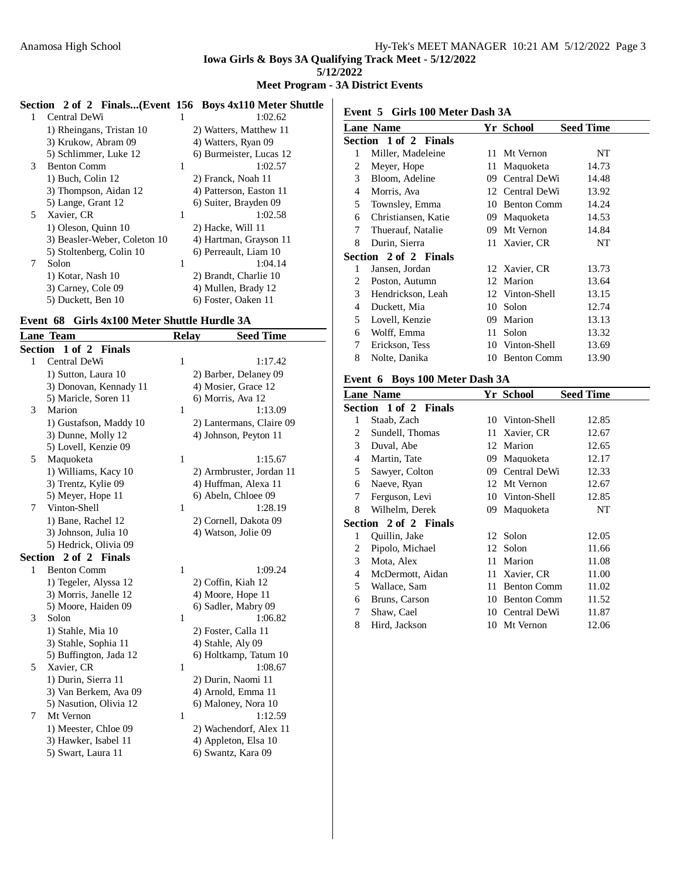Iowa Girls & Boys 3A Qualifying Track Meet - 5/12/2022

5/12/2022

Meet Program - 3A District Events

### Section 2 of 2 Finals...(Event 156 Boys 4x110 Meter Shuttle

| Lane | Team | Relay | Seed Time |
|---|---|---|---|
| 1 | Central DeWi | 1 | 1:02.62 |
| | 1) Rheingans, Tristan 10 | 2) Watters, Matthew 11 | |
| | 3) Krukow, Abram 09 | 4) Watters, Ryan 09 | |
| | 5) Schlimmer, Luke 12 | 6) Burmeister, Lucas 12 | |
| 3 | Benton Comm | 1 | 1:02.57 |
| | 1) Buch, Colin 12 | 2) Franck, Noah 11 | |
| | 3) Thompson, Aidan 12 | 4) Patterson, Easton 11 | |
| | 5) Lange, Grant 12 | 6) Suiter, Brayden 09 | |
| 5 | Xavier, CR | 1 | 1:02.58 |
| | 1) Oleson, Quinn 10 | 2) Hacke, Will 11 | |
| | 3) Beasler-Weber, Coleton 10 | 4) Hartman, Grayson 11 | |
| | 5) Stoltenberg, Colin 10 | 6) Perreault, Liam 10 | |
| 7 | Solon | 1 | 1:04.14 |
| | 1) Kotar, Nash 10 | 2) Brandt, Charlie 10 | |
| | 3) Carney, Cole 09 | 4) Mullen, Brady 12 | |
| | 5) Duckett, Ben 10 | 6) Foster, Oaken 11 | |

### Event 68 Girls 4x100 Meter Shuttle Hurdle 3A

| Lane | Team | Relay | Seed Time |
|---|---|---|---|
| **Section 1 of 2 Finals** | | | |
| 1 | Central DeWi | 1 | 1:17.42 |
| | 1) Sutton, Laura 10 | 2) Barber, Delaney 09 | |
| | 3) Donovan, Kennady 11 | 4) Mosier, Grace 12 | |
| | 5) Maricle, Soren 11 | 6) Morris, Ava 12 | |
| 3 | Marion | 1 | 1:13.09 |
| | 1) Gustafson, Maddy 10 | 2) Lantermans, Claire 09 | |
| | 3) Dunne, Molly 12 | 4) Johnson, Peyton 11 | |
| | 5) Lovell, Kenzie 09 | | |
| 5 | Maquoketa | 1 | 1:15.67 |
| | 1) Williams, Kacy 10 | 2) Armbruster, Jordan 11 | |
| | 3) Trentz, Kylie 09 | 4) Huffman, Alexa 11 | |
| | 5) Meyer, Hope 11 | 6) Abeln, Chloee 09 | |
| 7 | Vinton-Shell | 1 | 1:28.19 |
| | 1) Bane, Rachel 12 | 2) Cornell, Dakota 09 | |
| | 3) Johnson, Julia 10 | 4) Watson, Jolie 09 | |
| | 5) Hedrick, Olivia 09 | | |
| **Section 2 of 2 Finals** | | | |
| 1 | Benton Comm | 1 | 1:09.24 |
| | 1) Tegeler, Alyssa 12 | 2) Coffin, Kiah 12 | |
| | 3) Morris, Janelle 12 | 4) Moore, Hope 11 | |
| | 5) Moore, Haiden 09 | 6) Sadler, Mabry 09 | |
| 3 | Solon | 1 | 1:06.82 |
| | 1) Stahle, Mia 10 | 2) Foster, Calla 11 | |
| | 3) Stahle, Sophia 11 | 4) Stahle, Aly 09 | |
| | 5) Buffington, Jada 12 | 6) Holtkamp, Tatum 10 | |
| 5 | Xavier, CR | 1 | 1:08.67 |
| | 1) Durin, Sierra 11 | 2) Durin, Naomi 11 | |
| | 3) Van Berkem, Ava 09 | 4) Arnold, Emma 11 | |
| | 5) Nasution, Olivia 12 | 6) Maloney, Nora 10 | |
| 7 | Mt Vernon | 1 | 1:12.59 |
| | 1) Meester, Chloe 09 | 2) Wachendorf, Alex 11 | |
| | 3) Hawker, Isabel 11 | 4) Appleton, Elsa 10 | |
| | 5) Swart, Laura 11 | 6) Swantz, Kara 09 | |

### Event 5 Girls 100 Meter Dash 3A

| Lane | Name | Yr | School | Seed Time |
|---|---|---|---|---|
| **Section 1 of 2 Finals** | | | | |
| 1 | Miller, Madeleine | 11 | Mt Vernon | NT |
| 2 | Meyer, Hope | 11 | Maquoketa | 14.73 |
| 3 | Bloom, Adeline | 09 | Central DeWi | 14.48 |
| 4 | Morris, Ava | 12 | Central DeWi | 13.92 |
| 5 | Townsley, Emma | 10 | Benton Comm | 14.24 |
| 6 | Christiansen, Katie | 09 | Maquoketa | 14.53 |
| 7 | Thuerauf, Natalie | 09 | Mt Vernon | 14.84 |
| 8 | Durin, Sierra | 11 | Xavier, CR | NT |
| **Section 2 of 2 Finals** | | | | |
| 1 | Jansen, Jordan | 12 | Xavier, CR | 13.73 |
| 2 | Poston, Autumn | 12 | Marion | 13.64 |
| 3 | Hendrickson, Leah | 12 | Vinton-Shell | 13.15 |
| 4 | Duckett, Mia | 10 | Solon | 12.74 |
| 5 | Lovell, Kenzie | 09 | Marion | 13.13 |
| 6 | Wolff, Emma | 11 | Solon | 13.32 |
| 7 | Erickson, Tess | 10 | Vinton-Shell | 13.69 |
| 8 | Nolte, Danika | 10 | Benton Comm | 13.90 |

### Event 6 Boys 100 Meter Dash 3A

| Lane | Name | Yr | School | Seed Time |
|---|---|---|---|---|
| **Section 1 of 2 Finals** | | | | |
| 1 | Staab, Zach | 10 | Vinton-Shell | 12.85 |
| 2 | Sundell, Thomas | 11 | Xavier, CR | 12.67 |
| 3 | Duval, Abe | 12 | Marion | 12.65 |
| 4 | Martin, Tate | 09 | Maquoketa | 12.17 |
| 5 | Sawyer, Colton | 09 | Central DeWi | 12.33 |
| 6 | Naeve, Ryan | 12 | Mt Vernon | 12.67 |
| 7 | Ferguson, Levi | 10 | Vinton-Shell | 12.85 |
| 8 | Wilhelm, Derek | 09 | Maquoketa | NT |
| **Section 2 of 2 Finals** | | | | |
| 1 | Quillin, Jake | 12 | Solon | 12.05 |
| 2 | Pipolo, Michael | 12 | Solon | 11.66 |
| 3 | Mota, Alex | 11 | Marion | 11.08 |
| 4 | McDermott, Aidan | 11 | Xavier, CR | 11.00 |
| 5 | Wallace, Sam | 11 | Benton Comm | 11.02 |
| 6 | Bruns, Carson | 10 | Benton Comm | 11.52 |
| 7 | Shaw, Cael | 10 | Central DeWi | 11.87 |
| 8 | Hird, Jackson | 10 | Mt Vernon | 12.06 |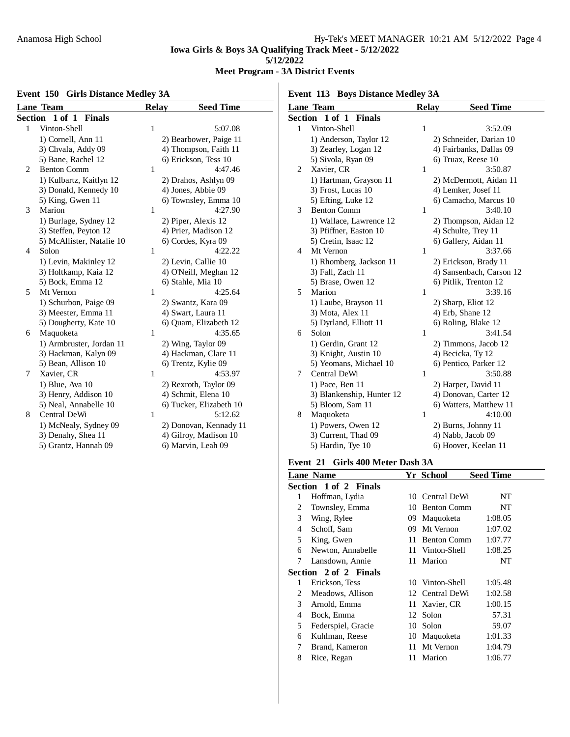Iowa Girls & Boys 3A Qualifying Track Meet - 5/12/2022

5/12/2022

Meet Program - 3A District Events

### Event 150 Girls Distance Medley 3A

| Lane | Team | Relay | Seed Time |
|---|---|---|---|
| **Section 1 of 1 Finals** | | | |
| 1 | Vinton-Shell | 1 | 5:07.08 |
| | 1) Cornell, Ann 11 | 2) Bearbower, Paige 11 | |
| | 3) Chvala, Addy 09 | 4) Thompson, Faith 11 | |
| | 5) Bane, Rachel 12 | 6) Erickson, Tess 10 | |
| 2 | Benton Comm | 1 | 4:47.46 |
| | 1) Kulbartz, Kaitlyn 12 | 2) Drahos, Ashlyn 09 | |
| | 3) Donald, Kennedy 10 | 4) Jones, Abbie 09 | |
| | 5) King, Gwen 11 | 6) Townsley, Emma 10 | |
| 3 | Marion | 1 | 4:27.90 |
| | 1) Burlage, Sydney 12 | 2) Piper, Alexis 12 | |
| | 3) Steffen, Peyton 12 | 4) Prier, Madison 12 | |
| | 5) McAllister, Natalie 10 | 6) Cordes, Kyra 09 | |
| 4 | Solon | 1 | 4:22.22 |
| | 1) Levin, Makinley 12 | 2) Levin, Callie 10 | |
| | 3) Holtkamp, Kaia 12 | 4) O'Neill, Meghan 12 | |
| | 5) Bock, Emma 12 | 6) Stahle, Mia 10 | |
| 5 | Mt Vernon | 1 | 4:25.64 |
| | 1) Schurbon, Paige 09 | 2) Swantz, Kara 09 | |
| | 3) Meester, Emma 11 | 4) Swart, Laura 11 | |
| | 5) Dougherty, Kate 10 | 6) Quam, Elizabeth 12 | |
| 6 | Maquoketa | 1 | 4:35.65 |
| | 1) Armbruster, Jordan 11 | 2) Wing, Taylor 09 | |
| | 3) Hackman, Kalyn 09 | 4) Hackman, Clare 11 | |
| | 5) Bean, Allison 10 | 6) Trentz, Kylie 09 | |
| 7 | Xavier, CR | 1 | 4:53.97 |
| | 1) Blue, Ava 10 | 2) Rexroth, Taylor 09 | |
| | 3) Henry, Addison 10 | 4) Schmit, Elena 10 | |
| | 5) Neal, Annabelle 10 | 6) Tucker, Elizabeth 10 | |
| 8 | Central DeWi | 1 | 5:12.62 |
| | 1) McNealy, Sydney 09 | 2) Donovan, Kennady 11 | |
| | 3) Denahy, Shea 11 | 4) Gilroy, Madison 10 | |
| | 5) Grantz, Hannah 09 | 6) Marvin, Leah 09 | |

### Event 113 Boys Distance Medley 3A

| Lane | Team | Relay | Seed Time |
|---|---|---|---|
| **Section 1 of 1 Finals** | | | |
| 1 | Vinton-Shell | 1 | 3:52.09 |
| | 1) Anderson, Taylor 12 | 2) Schneider, Darian 10 | |
| | 3) Zearley, Logan 12 | 4) Fairbanks, Dallas 09 | |
| | 5) Sivola, Ryan 09 | 6) Truax, Reese 10 | |
| 2 | Xavier, CR | 1 | 3:50.87 |
| | 1) Hartman, Grayson 11 | 2) McDermott, Aidan 11 | |
| | 3) Frost, Lucas 10 | 4) Lemker, Josef 11 | |
| | 5) Efting, Luke 12 | 6) Camacho, Marcus 10 | |
| 3 | Benton Comm | 1 | 3:40.10 |
| | 1) Wallace, Lawrence 12 | 2) Thompson, Aidan 12 | |
| | 3) Pfiffner, Easton 10 | 4) Schulte, Trey 11 | |
| | 5) Cretin, Isaac 12 | 6) Gallery, Aidan 11 | |
| 4 | Mt Vernon | 1 | 3:37.66 |
| | 1) Rhomberg, Jackson 11 | 2) Erickson, Brady 11 | |
| | 3) Fall, Zach 11 | 4) Sansenbach, Carson 12 | |
| | 5) Brase, Owen 12 | 6) Pitlik, Trenton 12 | |
| 5 | Marion | 1 | 3:39.16 |
| | 1) Laube, Brayson 11 | 2) Sharp, Eliot 12 | |
| | 3) Mota, Alex 11 | 4) Erb, Shane 12 | |
| | 5) Dyrland, Elliott 11 | 6) Roling, Blake 12 | |
| 6 | Solon | 1 | 3:41.54 |
| | 1) Gerdin, Grant 12 | 2) Timmons, Jacob 12 | |
| | 3) Knight, Austin 10 | 4) Becicka, Ty 12 | |
| | 5) Yeomans, Michael 10 | 6) Pentico, Parker 12 | |
| 7 | Central DeWi | 1 | 3:50.88 |
| | 1) Pace, Ben 11 | 2) Harper, David 11 | |
| | 3) Blankenship, Hunter 12 | 4) Donovan, Carter 12 | |
| | 5) Bloom, Sam 11 | 6) Watters, Matthew 11 | |
| 8 | Maquoketa | 1 | 4:10.00 |
| | 1) Powers, Owen 12 | 2) Burns, Johnny 11 | |
| | 3) Current, Thad 09 | 4) Nabb, Jacob 09 | |
| | 5) Hardin, Tye 10 | 6) Hoover, Keelan 11 | |

### Event 21 Girls 400 Meter Dash 3A

| Lane | Name | Yr | School | Seed Time |
|---|---|---|---|---|
| **Section 1 of 2 Finals** | | | | |
| 1 | Hoffman, Lydia | 10 | Central DeWi | NT |
| 2 | Townsley, Emma | 10 | Benton Comm | NT |
| 3 | Wing, Rylee | 09 | Maquoketa | 1:08.05 |
| 4 | Schoff, Sam | 09 | Mt Vernon | 1:07.02 |
| 5 | King, Gwen | 11 | Benton Comm | 1:07.77 |
| 6 | Newton, Annabelle | 11 | Vinton-Shell | 1:08.25 |
| 7 | Lansdown, Annie | 11 | Marion | NT |
| **Section 2 of 2 Finals** | | | | |
| 1 | Erickson, Tess | 10 | Vinton-Shell | 1:05.48 |
| 2 | Meadows, Allison | 12 | Central DeWi | 1:02.58 |
| 3 | Arnold, Emma | 11 | Xavier, CR | 1:00.15 |
| 4 | Bock, Emma | 12 | Solon | 57.31 |
| 5 | Federspiel, Gracie | 10 | Solon | 59.07 |
| 6 | Kuhlman, Reese | 10 | Maquoketa | 1:01.33 |
| 7 | Brand, Kameron | 11 | Mt Vernon | 1:04.79 |
| 8 | Rice, Regan | 11 | Marion | 1:06.77 |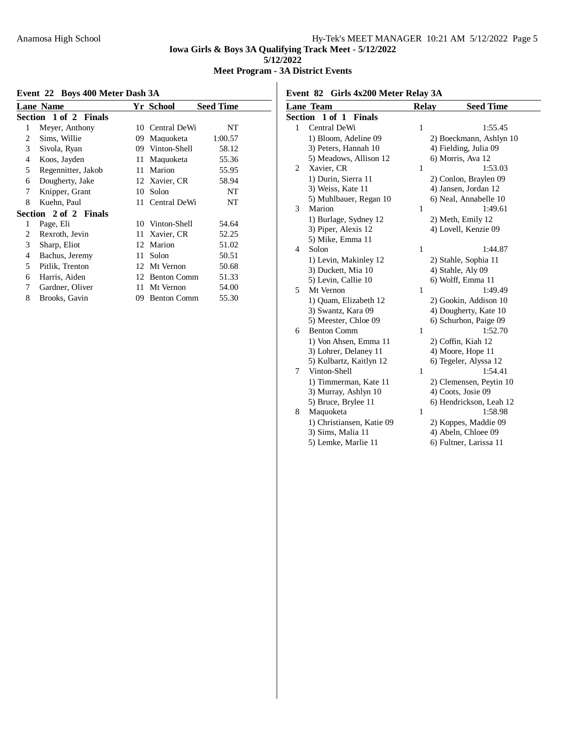**Iowa Girls & Boys 3A Qualifying Track Meet - 5/12/2022**

**5/12/2022**

**Meet Program - 3A District Events**

### Event 22 Boys 400 Meter Dash 3A

| Lane | Name | Yr | School | Seed Time |
|---|---|---|---|---|
| **Section 1 of 2 Finals** | | | | |
| 1 | Meyer, Anthony | 10 | Central DeWi | NT |
| 2 | Sims, Willie | 09 | Maquoketa | 1:00.57 |
| 3 | Sivola, Ryan | 09 | Vinton-Shell | 58.12 |
| 4 | Koos, Jayden | 11 | Maquoketa | 55.36 |
| 5 | Regennitter, Jakob | 11 | Marion | 55.95 |
| 6 | Dougherty, Jake | 12 | Xavier, CR | 58.94 |
| 7 | Knipper, Grant | 10 | Solon | NT |
| 8 | Kuehn, Paul | 11 | Central DeWi | NT |
| **Section 2 of 2 Finals** | | | | |
| 1 | Page, Eli | 10 | Vinton-Shell | 54.64 |
| 2 | Rexroth, Jevin | 11 | Xavier, CR | 52.25 |
| 3 | Sharp, Eliot | 12 | Marion | 51.02 |
| 4 | Bachus, Jeremy | 11 | Solon | 50.51 |
| 5 | Pitlik, Trenton | 12 | Mt Vernon | 50.68 |
| 6 | Harris, Aiden | 12 | Benton Comm | 51.33 |
| 7 | Gardner, Oliver | 11 | Mt Vernon | 54.00 |
| 8 | Brooks, Gavin | 09 | Benton Comm | 55.30 |

### Event 82 Girls 4x200 Meter Relay 3A

| Lane | Team | Relay | Seed Time |
|---|---|---|---|
| **Section 1 of 1 Finals** | | | |
| 1 | Central DeWi | 1 | 1:55.45 |
| | 1) Bloom, Adeline 09 | 2) Boeckmann, Ashlyn 10 | |
| | 3) Peters, Hannah 10 | 4) Fielding, Julia 09 | |
| | 5) Meadows, Allison 12 | 6) Morris, Ava 12 | |
| 2 | Xavier, CR | 1 | 1:53.03 |
| | 1) Durin, Sierra 11 | 2) Conlon, Braylen 09 | |
| | 3) Weiss, Kate 11 | 4) Jansen, Jordan 12 | |
| | 5) Muhlbauer, Regan 10 | 6) Neal, Annabelle 10 | |
| 3 | Marion | 1 | 1:49.61 |
| | 1) Burlage, Sydney 12 | 2) Meth, Emily 12 | |
| | 3) Piper, Alexis 12 | 4) Lovell, Kenzie 09 | |
| | 5) Mike, Emma 11 | | |
| 4 | Solon | 1 | 1:44.87 |
| | 1) Levin, Makinley 12 | 2) Stahle, Sophia 11 | |
| | 3) Duckett, Mia 10 | 4) Stahle, Aly 09 | |
| | 5) Levin, Callie 10 | 6) Wolff, Emma 11 | |
| 5 | Mt Vernon | 1 | 1:49.49 |
| | 1) Quam, Elizabeth 12 | 2) Gookin, Addison 10 | |
| | 3) Swantz, Kara 09 | 4) Dougherty, Kate 10 | |
| | 5) Meester, Chloe 09 | 6) Schurbon, Paige 09 | |
| 6 | Benton Comm | 1 | 1:52.70 |
| | 1) Von Ahsen, Emma 11 | 2) Coffin, Kiah 12 | |
| | 3) Lohrer, Delaney 11 | 4) Moore, Hope 11 | |
| | 5) Kulbartz, Kaitlyn 12 | 6) Tegeler, Alyssa 12 | |
| 7 | Vinton-Shell | 1 | 1:54.41 |
| | 1) Timmerman, Kate 11 | 2) Clemensen, Peytin 10 | |
| | 3) Murray, Ashlyn 10 | 4) Coots, Josie 09 | |
| | 5) Bruce, Brylee 11 | 6) Hendrickson, Leah 12 | |
| 8 | Maquoketa | 1 | 1:58.98 |
| | 1) Christiansen, Katie 09 | 2) Koppes, Maddie 09 | |
| | 3) Sims, Malia 11 | 4) Abeln, Chloee 09 | |
| | 5) Lemke, Marlie 11 | 6) Fultner, Larissa 11 | |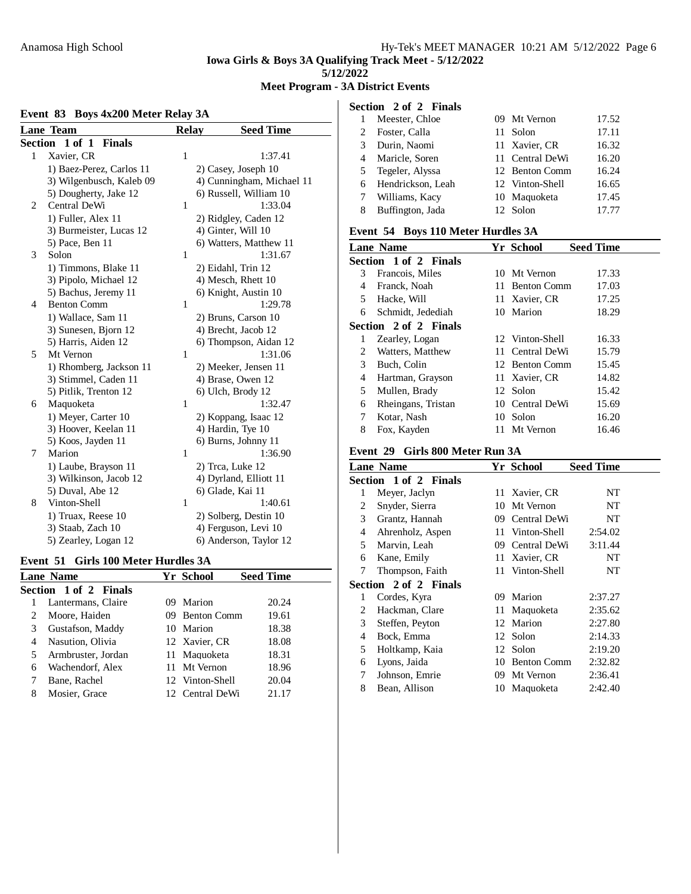# Iowa Girls & Boys 3A Qualifying Track Meet - 5/12/2022

5/12/2022

## Meet Program - 3A District Events

### Event 83 Boys 4x200 Meter Relay 3A

| Lane | Team | Relay | Seed Time |
|---|---|---|---|
| **Section 1 of 1 Finals** | | | |
| 1 | Xavier, CR | 1 | 1:37.41 |
| | 1) Baez-Perez, Carlos 11 | 2) Casey, Joseph 10 | |
| | 3) Wilgenbusch, Kaleb 09 | 4) Cunningham, Michael 11 | |
| | 5) Dougherty, Jake 12 | 6) Russell, William 10 | |
| 2 | Central DeWi | 1 | 1:33.04 |
| | 1) Fuller, Alex 11 | 2) Ridgley, Caden 12 | |
| | 3) Burmeister, Lucas 12 | 4) Ginter, Will 10 | |
| | 5) Pace, Ben 11 | 6) Watters, Matthew 11 | |
| 3 | Solon | 1 | 1:31.67 |
| | 1) Timmons, Blake 11 | 2) Eidahl, Trin 12 | |
| | 3) Pipolo, Michael 12 | 4) Mesch, Rhett 10 | |
| | 5) Bachus, Jeremy 11 | 6) Knight, Austin 10 | |
| 4 | Benton Comm | 1 | 1:29.78 |
| | 1) Wallace, Sam 11 | 2) Bruns, Carson 10 | |
| | 3) Sunesen, Bjorn 12 | 4) Brecht, Jacob 12 | |
| | 5) Harris, Aiden 12 | 6) Thompson, Aidan 12 | |
| 5 | Mt Vernon | 1 | 1:31.06 |
| | 1) Rhomberg, Jackson 11 | 2) Meeker, Jensen 11 | |
| | 3) Stimmel, Caden 11 | 4) Brase, Owen 12 | |
| | 5) Pitlik, Trenton 12 | 6) Ulch, Brody 12 | |
| 6 | Maquoketa | 1 | 1:32.47 |
| | 1) Meyer, Carter 10 | 2) Koppang, Isaac 12 | |
| | 3) Hoover, Keelan 11 | 4) Hardin, Tye 10 | |
| | 5) Koos, Jayden 11 | 6) Burns, Johnny 11 | |
| 7 | Marion | 1 | 1:36.90 |
| | 1) Laube, Brayson 11 | 2) Trca, Luke 12 | |
| | 3) Wilkinson, Jacob 12 | 4) Dyrland, Elliott 11 | |
| | 5) Duval, Abe 12 | 6) Glade, Kai 11 | |
| 8 | Vinton-Shell | 1 | 1:40.61 |
| | 1) Truax, Reese 10 | 2) Solberg, Destin 10 | |
| | 3) Staab, Zach 10 | 4) Ferguson, Levi 10 | |
| | 5) Zearley, Logan 12 | 6) Anderson, Taylor 12 | |

### Event 51 Girls 100 Meter Hurdles 3A

| Lane | Name | Yr | School | Seed Time |
|---|---|---|---|---|
| **Section 1 of 2 Finals** | | | | |
| 1 | Lantermans, Claire | 09 | Marion | 20.24 |
| 2 | Moore, Haiden | 09 | Benton Comm | 19.61 |
| 3 | Gustafson, Maddy | 10 | Marion | 18.38 |
| 4 | Nasution, Olivia | 12 | Xavier, CR | 18.08 |
| 5 | Armbruster, Jordan | 11 | Maquoketa | 18.31 |
| 6 | Wachendorf, Alex | 11 | Mt Vernon | 18.96 |
| 7 | Bane, Rachel | 12 | Vinton-Shell | 20.04 |
| 8 | Mosier, Grace | 12 | Central DeWi | 21.17 |
| **Section 2 of 2 Finals** | | | | |
| 1 | Meester, Chloe | 09 | Mt Vernon | 17.52 |
| 2 | Foster, Calla | 11 | Solon | 17.11 |
| 3 | Durin, Naomi | 11 | Xavier, CR | 16.32 |
| 4 | Maricle, Soren | 11 | Central DeWi | 16.20 |
| 5 | Tegeler, Alyssa | 12 | Benton Comm | 16.24 |
| 6 | Hendrickson, Leah | 12 | Vinton-Shell | 16.65 |
| 7 | Williams, Kacy | 10 | Maquoketa | 17.45 |
| 8 | Buffington, Jada | 12 | Solon | 17.77 |

### Event 54 Boys 110 Meter Hurdles 3A

| Lane | Name | Yr | School | Seed Time |
|---|---|---|---|---|
| **Section 1 of 2 Finals** | | | | |
| 3 | Francois, Miles | 10 | Mt Vernon | 17.33 |
| 4 | Franck, Noah | 11 | Benton Comm | 17.03 |
| 5 | Hacke, Will | 11 | Xavier, CR | 17.25 |
| 6 | Schmidt, Jedediah | 10 | Marion | 18.29 |
| **Section 2 of 2 Finals** | | | | |
| 1 | Zearley, Logan | 12 | Vinton-Shell | 16.33 |
| 2 | Watters, Matthew | 11 | Central DeWi | 15.79 |
| 3 | Buch, Colin | 12 | Benton Comm | 15.45 |
| 4 | Hartman, Grayson | 11 | Xavier, CR | 14.82 |
| 5 | Mullen, Brady | 12 | Solon | 15.42 |
| 6 | Rheingans, Tristan | 10 | Central DeWi | 15.69 |
| 7 | Kotar, Nash | 10 | Solon | 16.20 |
| 8 | Fox, Kayden | 11 | Mt Vernon | 16.46 |

### Event 29 Girls 800 Meter Run 3A

| Lane | Name | Yr | School | Seed Time |
|---|---|---|---|---|
| **Section 1 of 2 Finals** | | | | |
| 1 | Meyer, Jaclyn | 11 | Xavier, CR | NT |
| 2 | Snyder, Sierra | 10 | Mt Vernon | NT |
| 3 | Grantz, Hannah | 09 | Central DeWi | NT |
| 4 | Ahrenholz, Aspen | 11 | Vinton-Shell | 2:54.02 |
| 5 | Marvin, Leah | 09 | Central DeWi | 3:11.44 |
| 6 | Kane, Emily | 11 | Xavier, CR | NT |
| 7 | Thompson, Faith | 11 | Vinton-Shell | NT |
| **Section 2 of 2 Finals** | | | | |
| 1 | Cordes, Kyra | 09 | Marion | 2:37.27 |
| 2 | Hackman, Clare | 11 | Maquoketa | 2:35.62 |
| 3 | Steffen, Peyton | 12 | Marion | 2:27.80 |
| 4 | Bock, Emma | 12 | Solon | 2:14.33 |
| 5 | Holtkamp, Kaia | 12 | Solon | 2:19.20 |
| 6 | Lyons, Jaida | 10 | Benton Comm | 2:32.82 |
| 7 | Johnson, Emrie | 09 | Mt Vernon | 2:36.41 |
| 8 | Bean, Allison | 10 | Maquoketa | 2:42.40 |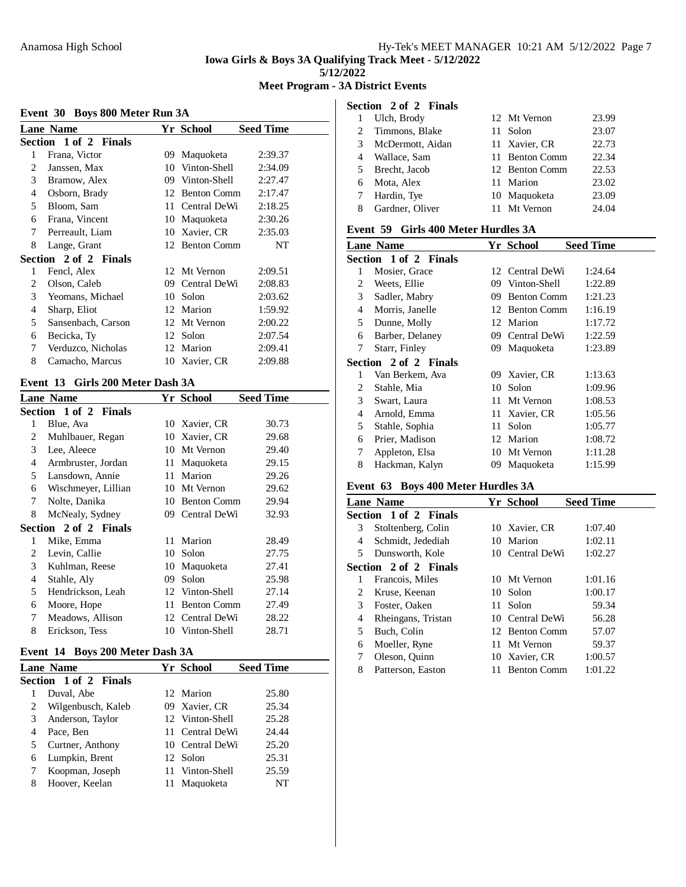# Iowa Girls & Boys 3A Qualifying Track Meet - 5/12/2022

5/12/2022

**Meet Program - 3A District Events**

### Event 30 Boys 800 Meter Run 3A

| Lane | Name | Yr | School | Seed Time |
|---|---|---|---|---|
| **Section 1 of 2 Finals** | | | | |
| 1 | Frana, Victor | 09 | Maquoketa | 2:39.37 |
| 2 | Janssen, Max | 10 | Vinton-Shell | 2:34.09 |
| 3 | Bramow, Alex | 09 | Vinton-Shell | 2:27.47 |
| 4 | Osborn, Brady | 12 | Benton Comm | 2:17.47 |
| 5 | Bloom, Sam | 11 | Central DeWi | 2:18.25 |
| 6 | Frana, Vincent | 10 | Maquoketa | 2:30.26 |
| 7 | Perreault, Liam | 10 | Xavier, CR | 2:35.03 |
| 8 | Lange, Grant | 12 | Benton Comm | NT |
| **Section 2 of 2 Finals** | | | | |
| 1 | Fencl, Alex | 12 | Mt Vernon | 2:09.51 |
| 2 | Olson, Caleb | 09 | Central DeWi | 2:08.83 |
| 3 | Yeomans, Michael | 10 | Solon | 2:03.62 |
| 4 | Sharp, Eliot | 12 | Marion | 1:59.92 |
| 5 | Sansenbach, Carson | 12 | Mt Vernon | 2:00.22 |
| 6 | Becicka, Ty | 12 | Solon | 2:07.54 |
| 7 | Verduzco, Nicholas | 12 | Marion | 2:09.41 |
| 8 | Camacho, Marcus | 10 | Xavier, CR | 2:09.88 |

### Event 13 Girls 200 Meter Dash 3A

| Lane | Name | Yr | School | Seed Time |
|---|---|---|---|---|
| **Section 1 of 2 Finals** | | | | |
| 1 | Blue, Ava | 10 | Xavier, CR | 30.73 |
| 2 | Muhlbauer, Regan | 10 | Xavier, CR | 29.68 |
| 3 | Lee, Aleece | 10 | Mt Vernon | 29.40 |
| 4 | Armbruster, Jordan | 11 | Maquoketa | 29.15 |
| 5 | Lansdown, Annie | 11 | Marion | 29.26 |
| 6 | Wischmeyer, Lillian | 10 | Mt Vernon | 29.62 |
| 7 | Nolte, Danika | 10 | Benton Comm | 29.94 |
| 8 | McNealy, Sydney | 09 | Central DeWi | 32.93 |
| **Section 2 of 2 Finals** | | | | |
| 1 | Mike, Emma | 11 | Marion | 28.49 |
| 2 | Levin, Callie | 10 | Solon | 27.75 |
| 3 | Kuhlman, Reese | 10 | Maquoketa | 27.41 |
| 4 | Stahle, Aly | 09 | Solon | 25.98 |
| 5 | Hendrickson, Leah | 12 | Vinton-Shell | 27.14 |
| 6 | Moore, Hope | 11 | Benton Comm | 27.49 |
| 7 | Meadows, Allison | 12 | Central DeWi | 28.22 |
| 8 | Erickson, Tess | 10 | Vinton-Shell | 28.71 |

### Event 14 Boys 200 Meter Dash 3A

| Lane | Name | Yr | School | Seed Time |
|---|---|---|---|---|
| **Section 1 of 2 Finals** | | | | |
| 1 | Duval, Abe | 12 | Marion | 25.80 |
| 2 | Wilgenbusch, Kaleb | 09 | Xavier, CR | 25.34 |
| 3 | Anderson, Taylor | 12 | Vinton-Shell | 25.28 |
| 4 | Pace, Ben | 11 | Central DeWi | 24.44 |
| 5 | Curtner, Anthony | 10 | Central DeWi | 25.20 |
| 6 | Lumpkin, Brent | 12 | Solon | 25.31 |
| 7 | Koopman, Joseph | 11 | Vinton-Shell | 25.59 |
| 8 | Hoover, Keelan | 11 | Maquoketa | NT |
| **Section 2 of 2 Finals** | | | | |
| 1 | Ulch, Brody | 12 | Mt Vernon | 23.99 |
| 2 | Timmons, Blake | 11 | Solon | 23.07 |
| 3 | McDermott, Aidan | 11 | Xavier, CR | 22.73 |
| 4 | Wallace, Sam | 11 | Benton Comm | 22.34 |
| 5 | Brecht, Jacob | 12 | Benton Comm | 22.53 |
| 6 | Mota, Alex | 11 | Marion | 23.02 |
| 7 | Hardin, Tye | 10 | Maquoketa | 23.09 |
| 8 | Gardner, Oliver | 11 | Mt Vernon | 24.04 |

### Event 59 Girls 400 Meter Hurdles 3A

| Lane | Name | Yr | School | Seed Time |
|---|---|---|---|---|
| **Section 1 of 2 Finals** | | | | |
| 1 | Mosier, Grace | 12 | Central DeWi | 1:24.64 |
| 2 | Weets, Ellie | 09 | Vinton-Shell | 1:22.89 |
| 3 | Sadler, Mabry | 09 | Benton Comm | 1:21.23 |
| 4 | Morris, Janelle | 12 | Benton Comm | 1:16.19 |
| 5 | Dunne, Molly | 12 | Marion | 1:17.72 |
| 6 | Barber, Delaney | 09 | Central DeWi | 1:22.59 |
| 7 | Starr, Finley | 09 | Maquoketa | 1:23.89 |
| **Section 2 of 2 Finals** | | | | |
| 1 | Van Berkem, Ava | 09 | Xavier, CR | 1:13.63 |
| 2 | Stahle, Mia | 10 | Solon | 1:09.96 |
| 3 | Swart, Laura | 11 | Mt Vernon | 1:08.53 |
| 4 | Arnold, Emma | 11 | Xavier, CR | 1:05.56 |
| 5 | Stahle, Sophia | 11 | Solon | 1:05.77 |
| 6 | Prier, Madison | 12 | Marion | 1:08.72 |
| 7 | Appleton, Elsa | 10 | Mt Vernon | 1:11.28 |
| 8 | Hackman, Kalyn | 09 | Maquoketa | 1:15.99 |

### Event 63 Boys 400 Meter Hurdles 3A

| Lane | Name | Yr | School | Seed Time |
|---|---|---|---|---|
| **Section 1 of 2 Finals** | | | | |
| 3 | Stoltenberg, Colin | 10 | Xavier, CR | 1:07.40 |
| 4 | Schmidt, Jedediah | 10 | Marion | 1:02.11 |
| 5 | Dunsworth, Kole | 10 | Central DeWi | 1:02.27 |
| **Section 2 of 2 Finals** | | | | |
| 1 | Francois, Miles | 10 | Mt Vernon | 1:01.16 |
| 2 | Kruse, Keenan | 10 | Solon | 1:00.17 |
| 3 | Foster, Oaken | 11 | Solon | 59.34 |
| 4 | Rheingans, Tristan | 10 | Central DeWi | 56.28 |
| 5 | Buch, Colin | 12 | Benton Comm | 57.07 |
| 6 | Moeller, Ryne | 11 | Mt Vernon | 59.37 |
| 7 | Oleson, Quinn | 10 | Xavier, CR | 1:00.57 |
| 8 | Patterson, Easton | 11 | Benton Comm | 1:01.22 |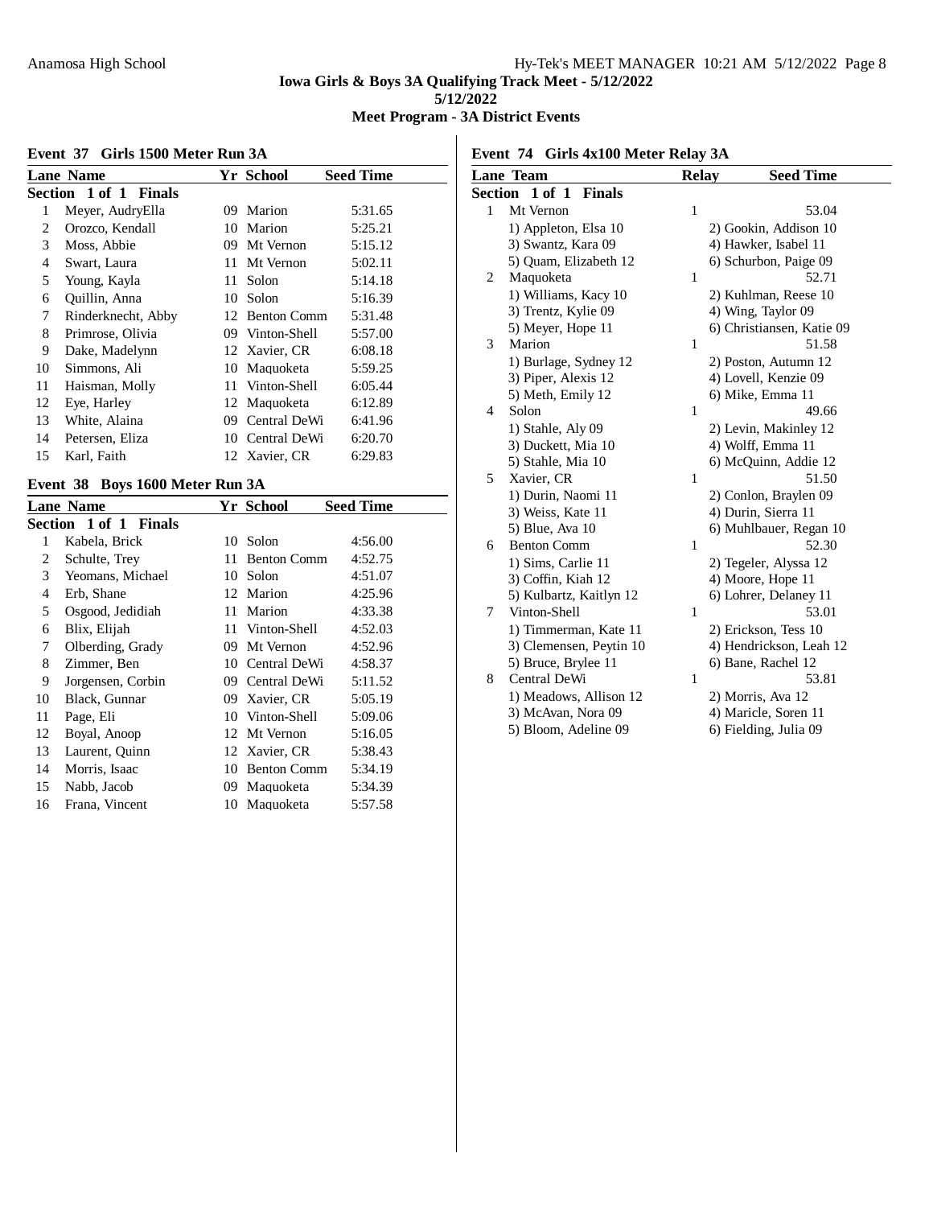**Iowa Girls & Boys 3A Qualifying Track Meet - 5/12/2022**

**5/12/2022**

**Meet Program - 3A District Events**

### Event 37 Girls 1500 Meter Run 3A

| Lane | Name | Yr | School | Seed Time |
|---|---|---|---|---|
| **Section 1 of 1 Finals** | | | | |
| 1 | Meyer, AudryElla | 09 | Marion | 5:31.65 |
| 2 | Orozco, Kendall | 10 | Marion | 5:25.21 |
| 3 | Moss, Abbie | 09 | Mt Vernon | 5:15.12 |
| 4 | Swart, Laura | 11 | Mt Vernon | 5:02.11 |
| 5 | Young, Kayla | 11 | Solon | 5:14.18 |
| 6 | Quillin, Anna | 10 | Solon | 5:16.39 |
| 7 | Rinderknecht, Abby | 12 | Benton Comm | 5:31.48 |
| 8 | Primrose, Olivia | 09 | Vinton-Shell | 5:57.00 |
| 9 | Dake, Madelynn | 12 | Xavier, CR | 6:08.18 |
| 10 | Simmons, Ali | 10 | Maquoketa | 5:59.25 |
| 11 | Haisman, Molly | 11 | Vinton-Shell | 6:05.44 |
| 12 | Eye, Harley | 12 | Maquoketa | 6:12.89 |
| 13 | White, Alaina | 09 | Central DeWi | 6:41.96 |
| 14 | Petersen, Eliza | 10 | Central DeWi | 6:20.70 |
| 15 | Karl, Faith | 12 | Xavier, CR | 6:29.83 |

### Event 38 Boys 1600 Meter Run 3A

| Lane | Name | Yr | School | Seed Time |
|---|---|---|---|---|
| **Section 1 of 1 Finals** | | | | |
| 1 | Kabela, Brick | 10 | Solon | 4:56.00 |
| 2 | Schulte, Trey | 11 | Benton Comm | 4:52.75 |
| 3 | Yeomans, Michael | 10 | Solon | 4:51.07 |
| 4 | Erb, Shane | 12 | Marion | 4:25.96 |
| 5 | Osgood, Jedidiah | 11 | Marion | 4:33.38 |
| 6 | Blix, Elijah | 11 | Vinton-Shell | 4:52.03 |
| 7 | Olberding, Grady | 09 | Mt Vernon | 4:52.96 |
| 8 | Zimmer, Ben | 10 | Central DeWi | 4:58.37 |
| 9 | Jorgensen, Corbin | 09 | Central DeWi | 5:11.52 |
| 10 | Black, Gunnar | 09 | Xavier, CR | 5:05.19 |
| 11 | Page, Eli | 10 | Vinton-Shell | 5:09.06 |
| 12 | Boyal, Anoop | 12 | Mt Vernon | 5:16.05 |
| 13 | Laurent, Quinn | 12 | Xavier, CR | 5:38.43 |
| 14 | Morris, Isaac | 10 | Benton Comm | 5:34.19 |
| 15 | Nabb, Jacob | 09 | Maquoketa | 5:34.39 |
| 16 | Frana, Vincent | 10 | Maquoketa | 5:57.58 |

### Event 74 Girls 4x100 Meter Relay 3A

| Lane | Team | Relay | Seed Time |
|---|---|---|---|
| **Section 1 of 1 Finals** | | | |
| 1 | Mt Vernon | 1 | 53.04 |
| | 1) Appleton, Elsa 10 | 2) Gookin, Addison 10 | |
| | 3) Swantz, Kara 09 | 4) Hawker, Isabel 11 | |
| | 5) Quam, Elizabeth 12 | 6) Schurbon, Paige 09 | |
| 2 | Maquoketa | 1 | 52.71 |
| | 1) Williams, Kacy 10 | 2) Kuhlman, Reese 10 | |
| | 3) Trentz, Kylie 09 | 4) Wing, Taylor 09 | |
| | 5) Meyer, Hope 11 | 6) Christiansen, Katie 09 | |
| 3 | Marion | 1 | 51.58 |
| | 1) Burlage, Sydney 12 | 2) Poston, Autumn 12 | |
| | 3) Piper, Alexis 12 | 4) Lovell, Kenzie 09 | |
| | 5) Meth, Emily 12 | 6) Mike, Emma 11 | |
| 4 | Solon | 1 | 49.66 |
| | 1) Stahle, Aly 09 | 2) Levin, Makinley 12 | |
| | 3) Duckett, Mia 10 | 4) Wolff, Emma 11 | |
| | 5) Stahle, Mia 10 | 6) McQuinn, Addie 12 | |
| 5 | Xavier, CR | 1 | 51.50 |
| | 1) Durin, Naomi 11 | 2) Conlon, Braylen 09 | |
| | 3) Weiss, Kate 11 | 4) Durin, Sierra 11 | |
| | 5) Blue, Ava 10 | 6) Muhlbauer, Regan 10 | |
| 6 | Benton Comm | 1 | 52.30 |
| | 1) Sims, Carlie 11 | 2) Tegeler, Alyssa 12 | |
| | 3) Coffin, Kiah 12 | 4) Moore, Hope 11 | |
| | 5) Kulbartz, Kaitlyn 12 | 6) Lohrer, Delaney 11 | |
| 7 | Vinton-Shell | 1 | 53.01 |
| | 1) Timmerman, Kate 11 | 2) Erickson, Tess 10 | |
| | 3) Clemensen, Peytin 10 | 4) Hendrickson, Leah 12 | |
| | 5) Bruce, Brylee 11 | 6) Bane, Rachel 12 | |
| 8 | Central DeWi | 1 | 53.81 |
| | 1) Meadows, Allison 12 | 2) Morris, Ava 12 | |
| | 3) McAvan, Nora 09 | 4) Maricle, Soren 11 | |
| | 5) Bloom, Adeline 09 | 6) Fielding, Julia 09 | |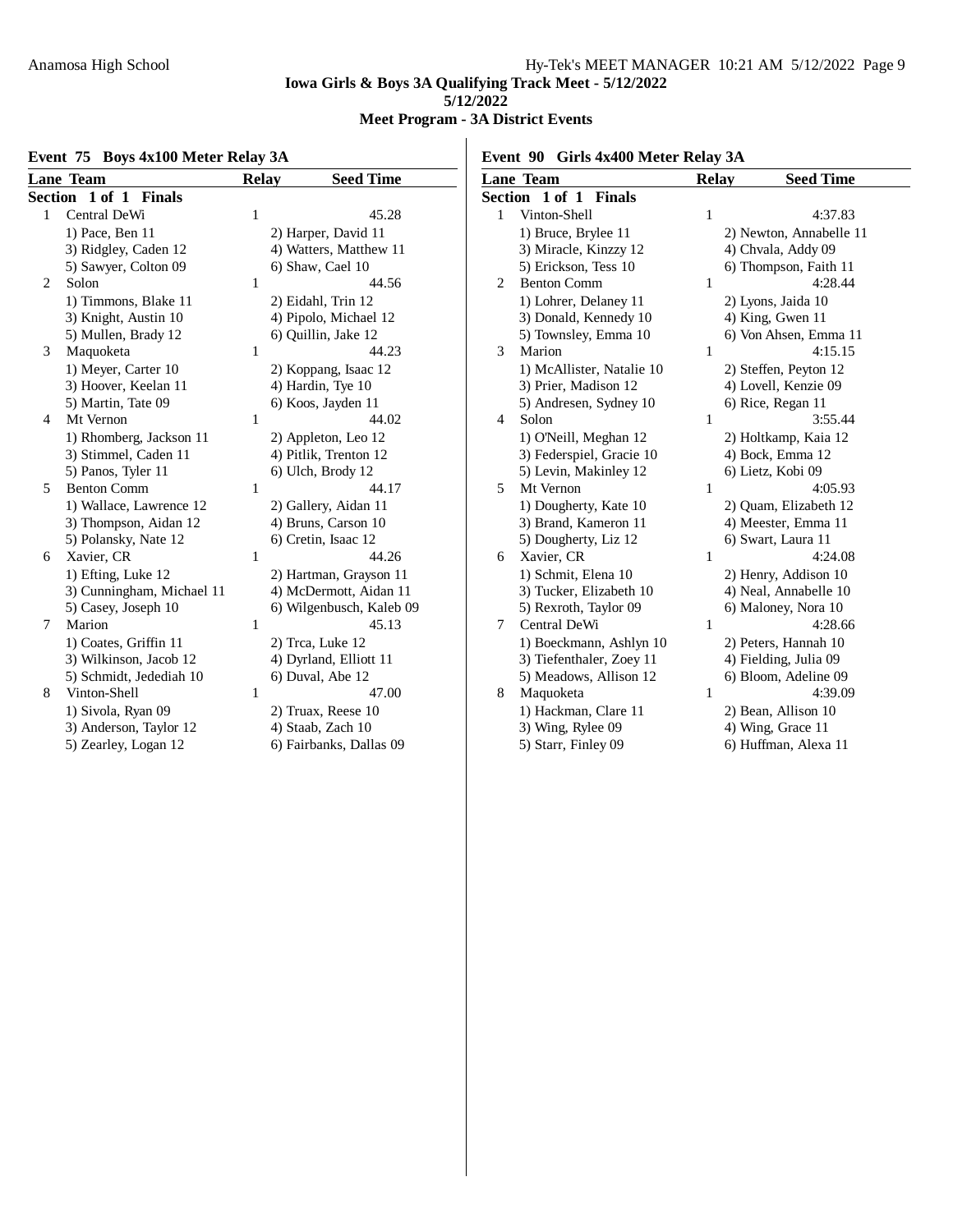**Iowa Girls & Boys 3A Qualifying Track Meet - 5/12/2022**

**5/12/2022**

**Meet Program - 3A District Events**

### Event 75 Boys 4x100 Meter Relay 3A

**Section 1 of 1 Finals**

| Lane | Team | Relay | Seed Time |
|---|---|---|---|
| 1 | Central DeWi | 1 | 45.28 |
| | 1) Pace, Ben 11 | 2) Harper, David 11 | |
| | 3) Ridgley, Caden 12 | 4) Watters, Matthew 11 | |
| | 5) Sawyer, Colton 09 | 6) Shaw, Cael 10 | |
| 2 | Solon | 1 | 44.56 |
| | 1) Timmons, Blake 11 | 2) Eidahl, Trin 12 | |
| | 3) Knight, Austin 10 | 4) Pipolo, Michael 12 | |
| | 5) Mullen, Brady 12 | 6) Quillin, Jake 12 | |
| 3 | Maquoketa | 1 | 44.23 |
| | 1) Meyer, Carter 10 | 2) Koppang, Isaac 12 | |
| | 3) Hoover, Keelan 11 | 4) Hardin, Tye 10 | |
| | 5) Martin, Tate 09 | 6) Koos, Jayden 11 | |
| 4 | Mt Vernon | 1 | 44.02 |
| | 1) Rhomberg, Jackson 11 | 2) Appleton, Leo 12 | |
| | 3) Stimmel, Caden 11 | 4) Pitlik, Trenton 12 | |
| | 5) Panos, Tyler 11 | 6) Ulch, Brody 12 | |
| 5 | Benton Comm | 1 | 44.17 |
| | 1) Wallace, Lawrence 12 | 2) Gallery, Aidan 11 | |
| | 3) Thompson, Aidan 12 | 4) Bruns, Carson 10 | |
| | 5) Polansky, Nate 12 | 6) Cretin, Isaac 12 | |
| 6 | Xavier, CR | 1 | 44.26 |
| | 1) Efting, Luke 12 | 2) Hartman, Grayson 11 | |
| | 3) Cunningham, Michael 11 | 4) McDermott, Aidan 11 | |
| | 5) Casey, Joseph 10 | 6) Wilgenbusch, Kaleb 09 | |
| 7 | Marion | 1 | 45.13 |
| | 1) Coates, Griffin 11 | 2) Trca, Luke 12 | |
| | 3) Wilkinson, Jacob 12 | 4) Dyrland, Elliott 11 | |
| | 5) Schmidt, Jedediah 10 | 6) Duval, Abe 12 | |
| 8 | Vinton-Shell | 1 | 47.00 |
| | 1) Sivola, Ryan 09 | 2) Truax, Reese 10 | |
| | 3) Anderson, Taylor 12 | 4) Staab, Zach 10 | |
| | 5) Zearley, Logan 12 | 6) Fairbanks, Dallas 09 | |

### Event 90 Girls 4x400 Meter Relay 3A

**Section 1 of 1 Finals**

| Lane | Team | Relay | Seed Time |
|---|---|---|---|
| 1 | Vinton-Shell | 1 | 4:37.83 |
| | 1) Bruce, Brylee 11 | 2) Newton, Annabelle 11 | |
| | 3) Miracle, Kinzzy 12 | 4) Chvala, Addy 09 | |
| | 5) Erickson, Tess 10 | 6) Thompson, Faith 11 | |
| 2 | Benton Comm | 1 | 4:28.44 |
| | 1) Lohrer, Delaney 11 | 2) Lyons, Jaida 10 | |
| | 3) Donald, Kennedy 10 | 4) King, Gwen 11 | |
| | 5) Townsley, Emma 10 | 6) Von Ahsen, Emma 11 | |
| 3 | Marion | 1 | 4:15.15 |
| | 1) McAllister, Natalie 10 | 2) Steffen, Peyton 12 | |
| | 3) Prier, Madison 12 | 4) Lovell, Kenzie 09 | |
| | 5) Andresen, Sydney 10 | 6) Rice, Regan 11 | |
| 4 | Solon | 1 | 3:55.44 |
| | 1) O'Neill, Meghan 12 | 2) Holtkamp, Kaia 12 | |
| | 3) Federspiel, Gracie 10 | 4) Bock, Emma 12 | |
| | 5) Levin, Makinley 12 | 6) Lietz, Kobi 09 | |
| 5 | Mt Vernon | 1 | 4:05.93 |
| | 1) Dougherty, Kate 10 | 2) Quam, Elizabeth 12 | |
| | 3) Brand, Kameron 11 | 4) Meester, Emma 11 | |
| | 5) Dougherty, Liz 12 | 6) Swart, Laura 11 | |
| 6 | Xavier, CR | 1 | 4:24.08 |
| | 1) Schmit, Elena 10 | 2) Henry, Addison 10 | |
| | 3) Tucker, Elizabeth 10 | 4) Neal, Annabelle 10 | |
| | 5) Rexroth, Taylor 09 | 6) Maloney, Nora 10 | |
| 7 | Central DeWi | 1 | 4:28.66 |
| | 1) Boeckmann, Ashlyn 10 | 2) Peters, Hannah 10 | |
| | 3) Tiefenthaler, Zoey 11 | 4) Fielding, Julia 09 | |
| | 5) Meadows, Allison 12 | 6) Bloom, Adeline 09 | |
| 8 | Maquoketa | 1 | 4:39.09 |
| | 1) Hackman, Clare 11 | 2) Bean, Allison 10 | |
| | 3) Wing, Rylee 09 | 4) Wing, Grace 11 | |
| | 5) Starr, Finley 09 | 6) Huffman, Alexa 11 | |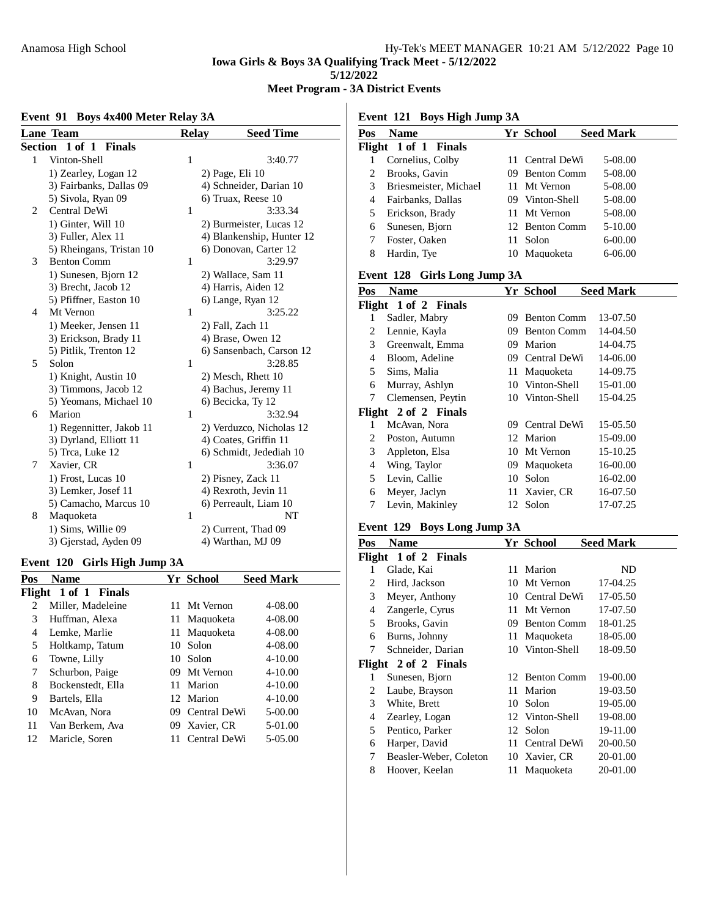**Iowa Girls & Boys 3A Qualifying Track Meet - 5/12/2022**

**5/12/2022**

**Meet Program - 3A District Events**

### Event 91 Boys 4x400 Meter Relay 3A

| Lane | Team | Relay | Seed Time |
|---|---|---|---|
| **Section 1 of 1 Finals** | | | |
| 1 | Vinton-Shell | 1 | 3:40.77 |
| | 1) Zearley, Logan 12 | 2) Page, Eli 10 | |
| | 3) Fairbanks, Dallas 09 | 4) Schneider, Darian 10 | |
| | 5) Sivola, Ryan 09 | 6) Truax, Reese 10 | |
| 2 | Central DeWi | 1 | 3:33.34 |
| | 1) Ginter, Will 10 | 2) Burmeister, Lucas 12 | |
| | 3) Fuller, Alex 11 | 4) Blankenship, Hunter 12 | |
| | 5) Rheingans, Tristan 10 | 6) Donovan, Carter 12 | |
| 3 | Benton Comm | 1 | 3:29.97 |
| | 1) Sunesen, Bjorn 12 | 2) Wallace, Sam 11 | |
| | 3) Brecht, Jacob 12 | 4) Harris, Aiden 12 | |
| | 5) Pfiffner, Easton 10 | 6) Lange, Ryan 12 | |
| 4 | Mt Vernon | 1 | 3:25.22 |
| | 1) Meeker, Jensen 11 | 2) Fall, Zach 11 | |
| | 3) Erickson, Brady 11 | 4) Brase, Owen 12 | |
| | 5) Pitlik, Trenton 12 | 6) Sansenbach, Carson 12 | |
| 5 | Solon | 1 | 3:28.85 |
| | 1) Knight, Austin 10 | 2) Mesch, Rhett 10 | |
| | 3) Timmons, Jacob 12 | 4) Bachus, Jeremy 11 | |
| | 5) Yeomans, Michael 10 | 6) Becicka, Ty 12 | |
| 6 | Marion | 1 | 3:32.94 |
| | 1) Regennitter, Jakob 11 | 2) Verduzco, Nicholas 12 | |
| | 3) Dyrland, Elliott 11 | 4) Coates, Griffin 11 | |
| | 5) Trca, Luke 12 | 6) Schmidt, Jedediah 10 | |
| 7 | Xavier, CR | 1 | 3:36.07 |
| | 1) Frost, Lucas 10 | 2) Pisney, Zack 11 | |
| | 3) Lemker, Josef 11 | 4) Rexroth, Jevin 11 | |
| | 5) Camacho, Marcus 10 | 6) Perreault, Liam 10 | |
| 8 | Maquoketa | 1 | NT |
| | 1) Sims, Willie 09 | 2) Current, Thad 09 | |
| | 3) Gjerstad, Ayden 09 | 4) Warthan, MJ 09 | |

### Event 120 Girls High Jump 3A

| Pos | Name | Yr | School | Seed Mark |
|---|---|---|---|---|
| **Flight 1 of 1 Finals** | | | | |
| 2 | Miller, Madeleine | 11 | Mt Vernon | 4-08.00 |
| 3 | Huffman, Alexa | 11 | Maquoketa | 4-08.00 |
| 4 | Lemke, Marlie | 11 | Maquoketa | 4-08.00 |
| 5 | Holtkamp, Tatum | 10 | Solon | 4-08.00 |
| 6 | Towne, Lilly | 10 | Solon | 4-10.00 |
| 7 | Schurbon, Paige | 09 | Mt Vernon | 4-10.00 |
| 8 | Bockenstedt, Ella | 11 | Marion | 4-10.00 |
| 9 | Bartels, Ella | 12 | Marion | 4-10.00 |
| 10 | McAvan, Nora | 09 | Central DeWi | 5-00.00 |
| 11 | Van Berkem, Ava | 09 | Xavier, CR | 5-01.00 |
| 12 | Maricle, Soren | 11 | Central DeWi | 5-05.00 |

### Event 121 Boys High Jump 3A

| Pos | Name | Yr | School | Seed Mark |
|---|---|---|---|---|
| **Flight 1 of 1 Finals** | | | | |
| 1 | Cornelius, Colby | 11 | Central DeWi | 5-08.00 |
| 2 | Brooks, Gavin | 09 | Benton Comm | 5-08.00 |
| 3 | Briesmeister, Michael | 11 | Mt Vernon | 5-08.00 |
| 4 | Fairbanks, Dallas | 09 | Vinton-Shell | 5-08.00 |
| 5 | Erickson, Brady | 11 | Mt Vernon | 5-08.00 |
| 6 | Sunesen, Bjorn | 12 | Benton Comm | 5-10.00 |
| 7 | Foster, Oaken | 11 | Solon | 6-00.00 |
| 8 | Hardin, Tye | 10 | Maquoketa | 6-06.00 |

### Event 128 Girls Long Jump 3A

| Pos | Name | Yr | School | Seed Mark |
|---|---|---|---|---|
| **Flight 1 of 2 Finals** | | | | |
| 1 | Sadler, Mabry | 09 | Benton Comm | 13-07.50 |
| 2 | Lennie, Kayla | 09 | Benton Comm | 14-04.50 |
| 3 | Greenwalt, Emma | 09 | Marion | 14-04.75 |
| 4 | Bloom, Adeline | 09 | Central DeWi | 14-06.00 |
| 5 | Sims, Malia | 11 | Maquoketa | 14-09.75 |
| 6 | Murray, Ashlyn | 10 | Vinton-Shell | 15-01.00 |
| 7 | Clemensen, Peytin | 10 | Vinton-Shell | 15-04.25 |
| **Flight 2 of 2 Finals** | | | | |
| 1 | McAvan, Nora | 09 | Central DeWi | 15-05.50 |
| 2 | Poston, Autumn | 12 | Marion | 15-09.00 |
| 3 | Appleton, Elsa | 10 | Mt Vernon | 15-10.25 |
| 4 | Wing, Taylor | 09 | Maquoketa | 16-00.00 |
| 5 | Levin, Callie | 10 | Solon | 16-02.00 |
| 6 | Meyer, Jaclyn | 11 | Xavier, CR | 16-07.50 |
| 7 | Levin, Makinley | 12 | Solon | 17-07.25 |

### Event 129 Boys Long Jump 3A

| Pos | Name | Yr | School | Seed Mark |
|---|---|---|---|---|
| **Flight 1 of 2 Finals** | | | | |
| 1 | Glade, Kai | 11 | Marion | ND |
| 2 | Hird, Jackson | 10 | Mt Vernon | 17-04.25 |
| 3 | Meyer, Anthony | 10 | Central DeWi | 17-05.50 |
| 4 | Zangerle, Cyrus | 11 | Mt Vernon | 17-07.50 |
| 5 | Brooks, Gavin | 09 | Benton Comm | 18-01.25 |
| 6 | Burns, Johnny | 11 | Maquoketa | 18-05.00 |
| 7 | Schneider, Darian | 10 | Vinton-Shell | 18-09.50 |
| **Flight 2 of 2 Finals** | | | | |
| 1 | Sunesen, Bjorn | 12 | Benton Comm | 19-00.00 |
| 2 | Laube, Brayson | 11 | Marion | 19-03.50 |
| 3 | White, Brett | 10 | Solon | 19-05.00 |
| 4 | Zearley, Logan | 12 | Vinton-Shell | 19-08.00 |
| 5 | Pentico, Parker | 12 | Solon | 19-11.00 |
| 6 | Harper, David | 11 | Central DeWi | 20-00.50 |
| 7 | Beasler-Weber, Coleton | 10 | Xavier, CR | 20-01.00 |
| 8 | Hoover, Keelan | 11 | Maquoketa | 20-01.00 |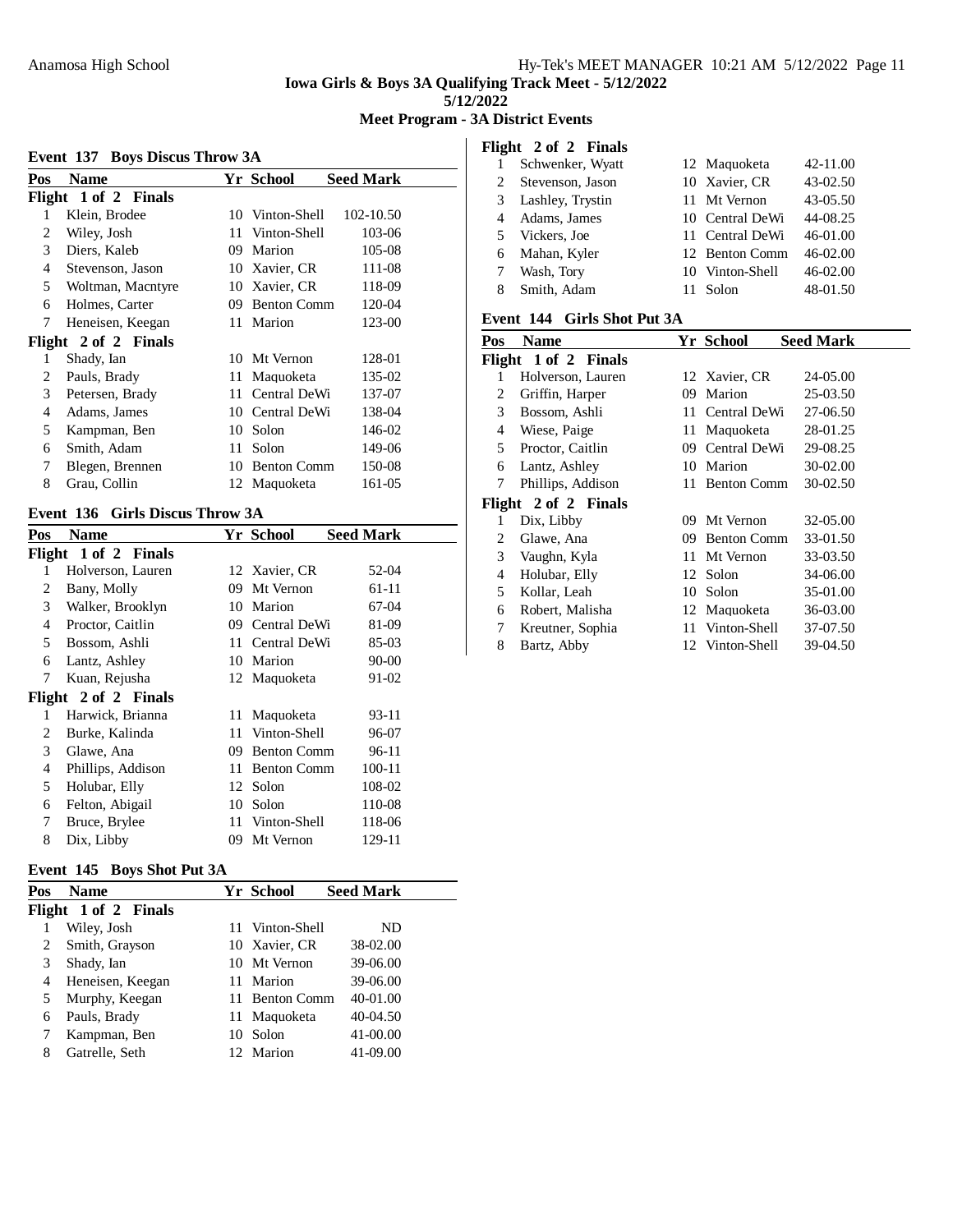**Iowa Girls & Boys 3A Qualifying Track Meet - 5/12/2022**

**5/12/2022**

**Meet Program - 3A District Events**

### Event 137 Boys Discus Throw 3A

| Pos | Name | Yr | School | Seed Mark |
|---|---|---|---|---|
| **Flight 1 of 2 Finals** | | | | |
| 1 | Klein, Brodee | 10 | Vinton-Shell | 102-10.50 |
| 2 | Wiley, Josh | 11 | Vinton-Shell | 103-06 |
| 3 | Diers, Kaleb | 09 | Marion | 105-08 |
| 4 | Stevenson, Jason | 10 | Xavier, CR | 111-08 |
| 5 | Woltman, Macntyre | 10 | Xavier, CR | 118-09 |
| 6 | Holmes, Carter | 09 | Benton Comm | 120-04 |
| 7 | Heneisen, Keegan | 11 | Marion | 123-00 |
| **Flight 2 of 2 Finals** | | | | |
| 1 | Shady, Ian | 10 | Mt Vernon | 128-01 |
| 2 | Pauls, Brady | 11 | Maquoketa | 135-02 |
| 3 | Petersen, Brady | 11 | Central DeWi | 137-07 |
| 4 | Adams, James | 10 | Central DeWi | 138-04 |
| 5 | Kampman, Ben | 10 | Solon | 146-02 |
| 6 | Smith, Adam | 11 | Solon | 149-06 |
| 7 | Blegen, Brennen | 10 | Benton Comm | 150-08 |
| 8 | Grau, Collin | 12 | Maquoketa | 161-05 |

### Event 136 Girls Discus Throw 3A

| Pos | Name | Yr | School | Seed Mark |
|---|---|---|---|---|
| **Flight 1 of 2 Finals** | | | | |
| 1 | Holverson, Lauren | 12 | Xavier, CR | 52-04 |
| 2 | Bany, Molly | 09 | Mt Vernon | 61-11 |
| 3 | Walker, Brooklyn | 10 | Marion | 67-04 |
| 4 | Proctor, Caitlin | 09 | Central DeWi | 81-09 |
| 5 | Bossom, Ashli | 11 | Central DeWi | 85-03 |
| 6 | Lantz, Ashley | 10 | Marion | 90-00 |
| 7 | Kuan, Rejusha | 12 | Maquoketa | 91-02 |
| **Flight 2 of 2 Finals** | | | | |
| 1 | Harwick, Brianna | 11 | Maquoketa | 93-11 |
| 2 | Burke, Kalinda | 11 | Vinton-Shell | 96-07 |
| 3 | Glawe, Ana | 09 | Benton Comm | 96-11 |
| 4 | Phillips, Addison | 11 | Benton Comm | 100-11 |
| 5 | Holubar, Elly | 12 | Solon | 108-02 |
| 6 | Felton, Abigail | 10 | Solon | 110-08 |
| 7 | Bruce, Brylee | 11 | Vinton-Shell | 118-06 |
| 8 | Dix, Libby | 09 | Mt Vernon | 129-11 |

### Event 145 Boys Shot Put 3A

| Pos | Name | Yr | School | Seed Mark |
|---|---|---|---|---|
| **Flight 1 of 2 Finals** | | | | |
| 1 | Wiley, Josh | 11 | Vinton-Shell | ND |
| 2 | Smith, Grayson | 10 | Xavier, CR | 38-02.00 |
| 3 | Shady, Ian | 10 | Mt Vernon | 39-06.00 |
| 4 | Heneisen, Keegan | 11 | Marion | 39-06.00 |
| 5 | Murphy, Keegan | 11 | Benton Comm | 40-01.00 |
| 6 | Pauls, Brady | 11 | Maquoketa | 40-04.50 |
| 7 | Kampman, Ben | 10 | Solon | 41-00.00 |
| 8 | Gatrelle, Seth | 12 | Marion | 41-09.00 |
| **Flight 2 of 2 Finals** | | | | |
| 1 | Schwenker, Wyatt | 12 | Maquoketa | 42-11.00 |
| 2 | Stevenson, Jason | 10 | Xavier, CR | 43-02.50 |
| 3 | Lashley, Trystin | 11 | Mt Vernon | 43-05.50 |
| 4 | Adams, James | 10 | Central DeWi | 44-08.25 |
| 5 | Vickers, Joe | 11 | Central DeWi | 46-01.00 |
| 6 | Mahan, Kyler | 12 | Benton Comm | 46-02.00 |
| 7 | Wash, Tory | 10 | Vinton-Shell | 46-02.00 |
| 8 | Smith, Adam | 11 | Solon | 48-01.50 |

### Event 144 Girls Shot Put 3A

| Pos | Name | Yr | School | Seed Mark |
|---|---|---|---|---|
| **Flight 1 of 2 Finals** | | | | |
| 1 | Holverson, Lauren | 12 | Xavier, CR | 24-05.00 |
| 2 | Griffin, Harper | 09 | Marion | 25-03.50 |
| 3 | Bossom, Ashli | 11 | Central DeWi | 27-06.50 |
| 4 | Wiese, Paige | 11 | Maquoketa | 28-01.25 |
| 5 | Proctor, Caitlin | 09 | Central DeWi | 29-08.25 |
| 6 | Lantz, Ashley | 10 | Marion | 30-02.00 |
| 7 | Phillips, Addison | 11 | Benton Comm | 30-02.50 |
| **Flight 2 of 2 Finals** | | | | |
| 1 | Dix, Libby | 09 | Mt Vernon | 32-05.00 |
| 2 | Glawe, Ana | 09 | Benton Comm | 33-01.50 |
| 3 | Vaughn, Kyla | 11 | Mt Vernon | 33-03.50 |
| 4 | Holubar, Elly | 12 | Solon | 34-06.00 |
| 5 | Kollar, Leah | 10 | Solon | 35-01.00 |
| 6 | Robert, Malisha | 12 | Maquoketa | 36-03.00 |
| 7 | Kreutner, Sophia | 11 | Vinton-Shell | 37-07.50 |
| 8 | Bartz, Abby | 12 | Vinton-Shell | 39-04.50 |